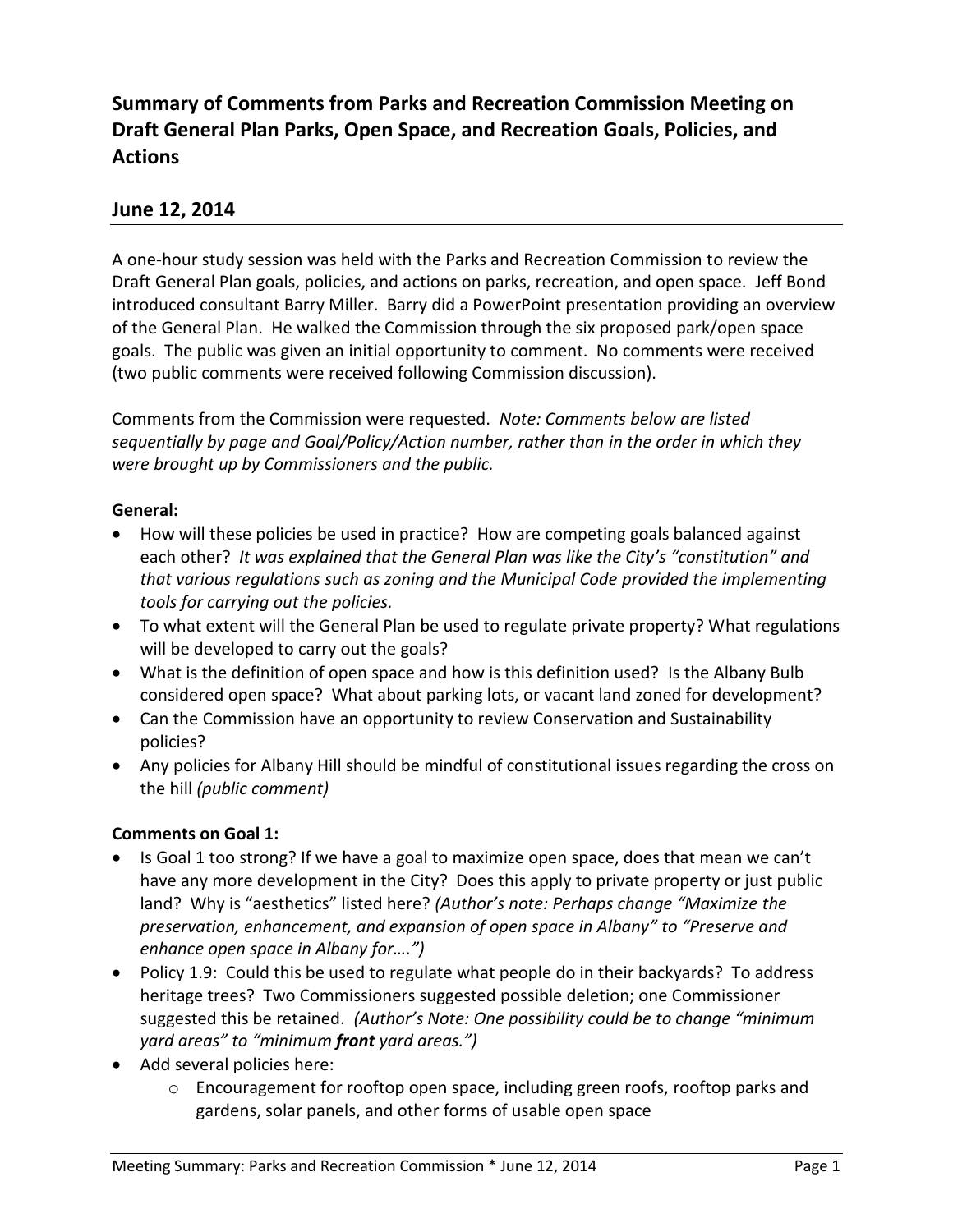# Summary of Comments from Parks and Recreation Commission Meeting on Draft General Plan Parks, Open Space, and Recreation Goals, Policies, and Actions

## June 12, 2014

A one-hour study session was held with the Parks and Recreation Commission to review the Draft General Plan goals, policies, and actions on parks, recreation, and open space. Jeff Bond introduced consultant Barry Miller. Barry did a PowerPoint presentation providing an overview of the General Plan. He walked the Commission through the six proposed park/open space goals. The public was given an initial opportunity to comment. No comments were received (two public comments were received following Commission discussion).

Comments from the Commission were requested. *Note: Comments below are listed sequentially by page and Goal/Policy/Action number, rather than in the order in which they were brought up by Commissioners and the public.*

**General:**

- How will these policies be used in practice? How are competing goals balanced against each other? *It was explained that the General Plan was like the City's "constitution" and that various regulations such as zoning and the Municipal Code provided the implementing tools for carrying out the policies.*
- To what extent will the General Plan be used to regulate private property? What regulations will be developed to carry out the goals?
- What is the definition of open space and how is this definition used? Is the Albany Bulb considered open space? What about parking lots, or vacant land zoned for development?
- Can the Commission have an opportunity to review Conservation and Sustainability policies?
- Any policies for Albany Hill should be mindful of constitutional issues regarding the cross on the hill *(public comment)*

**Comments on Goal 1:**

- Is Goal 1 too strong? If we have a goal to maximize open space, does that mean we can't have any more development in the City? Does this apply to private property or just public land? Why is "aesthetics" listed here? *(Author's note: Perhaps change "Maximize the preservation, enhancement, and expansion of open space in Albany" to "Preserve and enhance open space in Albany for….")*
- Policy 1.9: Could this be used to regulate what people do in their backyards? To address heritage trees? Two Commissioners suggested possible deletion; one Commissioner suggested this be retained. *(Author's Note: One possibility could be to change "minimum yard areas" to "minimum **front** yard areas.")*
- Add several policies here:
  - Encouragement for rooftop open space, including green roofs, rooftop parks and gardens, solar panels, and other forms of usable open space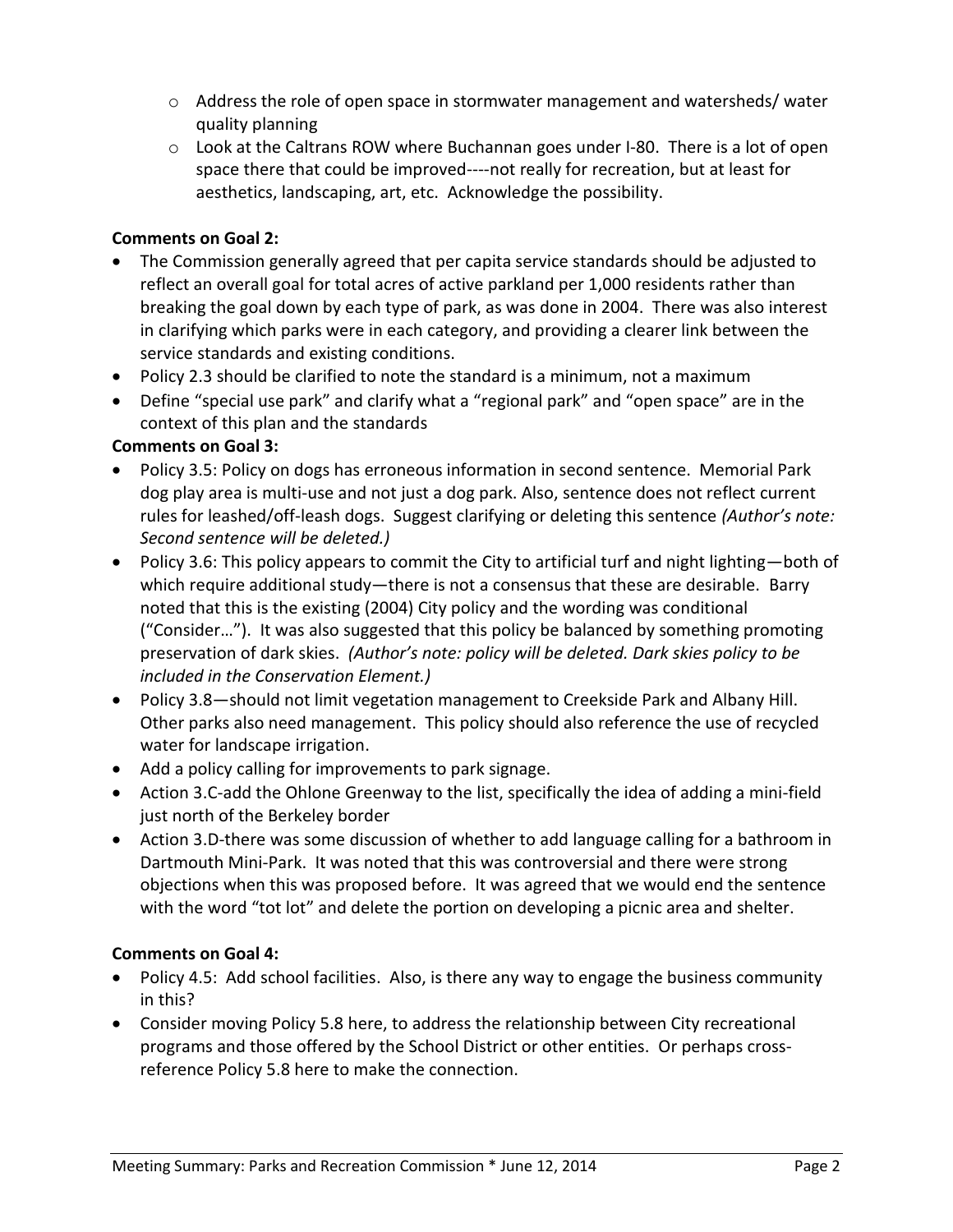- Address the role of open space in stormwater management and watersheds/ water quality planning
  - Look at the Caltrans ROW where Buchannan goes under I-80. There is a lot of open space there that could be improved----not really for recreation, but at least for aesthetics, landscaping, art, etc. Acknowledge the possibility.

**Comments on Goal 2:**

- The Commission generally agreed that per capita service standards should be adjusted to reflect an overall goal for total acres of active parkland per 1,000 residents rather than breaking the goal down by each type of park, as was done in 2004. There was also interest in clarifying which parks were in each category, and providing a clearer link between the service standards and existing conditions.
- Policy 2.3 should be clarified to note the standard is a minimum, not a maximum
- Define "special use park" and clarify what a "regional park" and "open space" are in the context of this plan and the standards

**Comments on Goal 3:**

- Policy 3.5: Policy on dogs has erroneous information in second sentence. Memorial Park dog play area is multi-use and not just a dog park. Also, sentence does not reflect current rules for leashed/off-leash dogs. Suggest clarifying or deleting this sentence *(Author's note: Second sentence will be deleted.)*
- Policy 3.6: This policy appears to commit the City to artificial turf and night lighting—both of which require additional study—there is not a consensus that these are desirable. Barry noted that this is the existing (2004) City policy and the wording was conditional ("Consider…"). It was also suggested that this policy be balanced by something promoting preservation of dark skies. *(Author's note: policy will be deleted. Dark skies policy to be included in the Conservation Element.)*
- Policy 3.8—should not limit vegetation management to Creekside Park and Albany Hill. Other parks also need management. This policy should also reference the use of recycled water for landscape irrigation.
- Add a policy calling for improvements to park signage.
- Action 3.C-add the Ohlone Greenway to the list, specifically the idea of adding a mini-field just north of the Berkeley border
- Action 3.D-there was some discussion of whether to add language calling for a bathroom in Dartmouth Mini-Park. It was noted that this was controversial and there were strong objections when this was proposed before. It was agreed that we would end the sentence with the word "tot lot" and delete the portion on developing a picnic area and shelter.

**Comments on Goal 4:**

- Policy 4.5: Add school facilities. Also, is there any way to engage the business community in this?
- Consider moving Policy 5.8 here, to address the relationship between City recreational programs and those offered by the School District or other entities. Or perhaps cross-reference Policy 5.8 here to make the connection.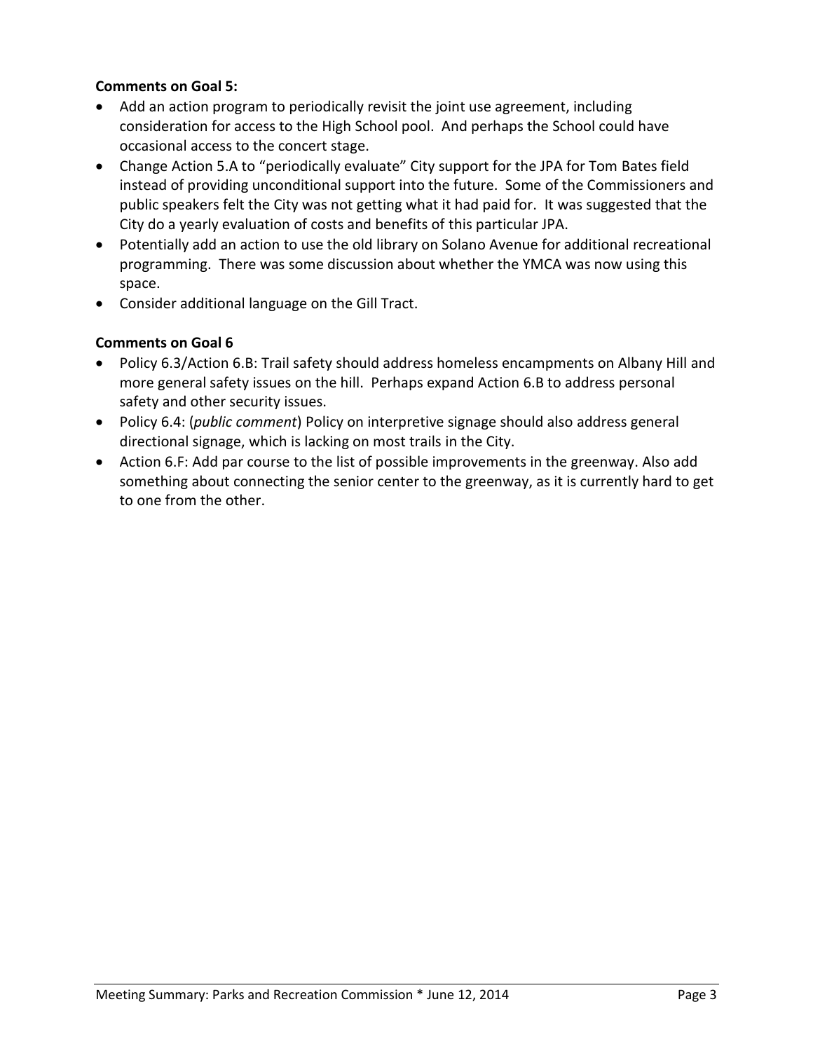**Comments on Goal 5:**

- Add an action program to periodically revisit the joint use agreement, including consideration for access to the High School pool. And perhaps the School could have occasional access to the concert stage.
- Change Action 5.A to "periodically evaluate" City support for the JPA for Tom Bates field instead of providing unconditional support into the future. Some of the Commissioners and public speakers felt the City was not getting what it had paid for. It was suggested that the City do a yearly evaluation of costs and benefits of this particular JPA.
- Potentially add an action to use the old library on Solano Avenue for additional recreational programming. There was some discussion about whether the YMCA was now using this space.
- Consider additional language on the Gill Tract.

**Comments on Goal 6**

- Policy 6.3/Action 6.B: Trail safety should address homeless encampments on Albany Hill and more general safety issues on the hill. Perhaps expand Action 6.B to address personal safety and other security issues.
- Policy 6.4: (*public comment*) Policy on interpretive signage should also address general directional signage, which is lacking on most trails in the City.
- Action 6.F: Add par course to the list of possible improvements in the greenway. Also add something about connecting the senior center to the greenway, as it is currently hard to get to one from the other.